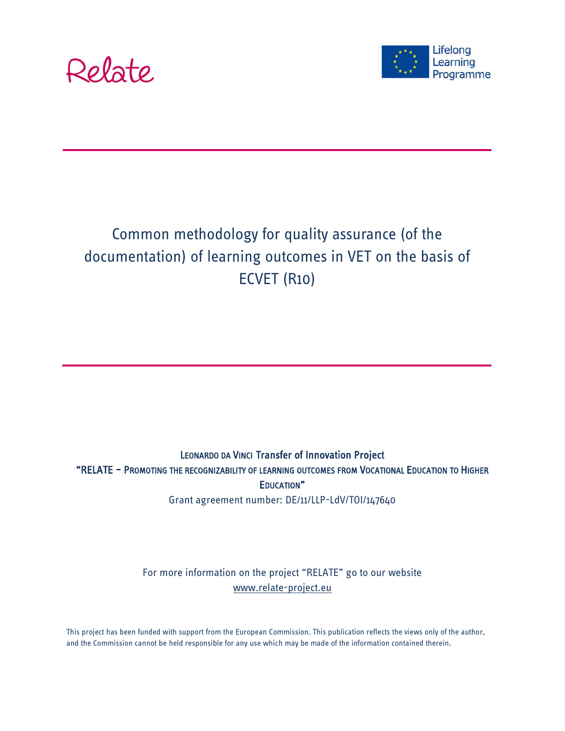Relate

Lifelong Learning Programme

# Common methodology for quality assurance (of the documentation) of learning outcomes in VET on the basis of ECVET (R10)

**Leonardo da Vinci Transfer of Innovation Project**

**"RELATE – Promoting the recognizability of learning outcomes from Vocational Education to Higher Education"**

Grant agreement number: DE/11/LLP-LdV/TOI/147640

For more information on the project "RELATE" go to our website
www.relate-project.eu

This project has been funded with support from the European Commission. This publication reflects the views only of the author, and the Commission cannot be held responsible for any use which may be made of the information contained therein.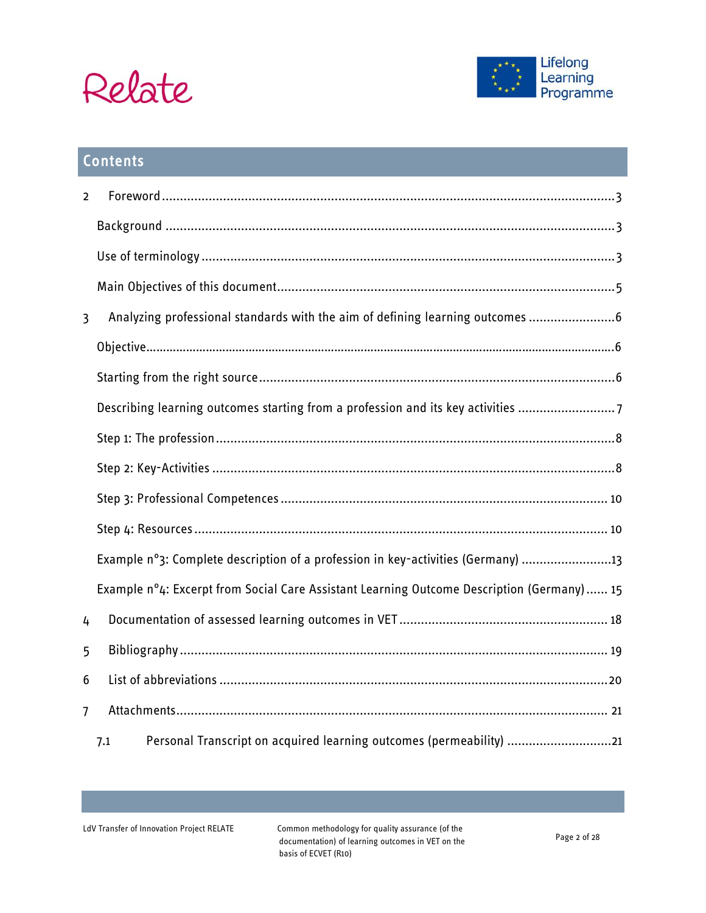## Contents

2 Foreword ... 3

Background ... 3

Use of terminology ... 3

Main Objectives of this document ... 5

3 Analyzing professional standards with the aim of defining learning outcomes ... 6

Objective ... 6

Starting from the right source ... 6

Describing learning outcomes starting from a profession and its key activities ... 7

Step 1: The profession ... 8

Step 2: Key-Activities ... 8

Step 3: Professional Competences ... 10

Step 4: Resources ... 10

Example n°3: Complete description of a profession in key-activities (Germany) ... 13

Example n°4: Excerpt from Social Care Assistant Learning Outcome Description (Germany) ... 15

4 Documentation of assessed learning outcomes in VET ... 18

5 Bibliography ... 19

6 List of abbreviations ... 20

7 Attachments ... 21

7.1 Personal Transcript on acquired learning outcomes (permeability) ... 21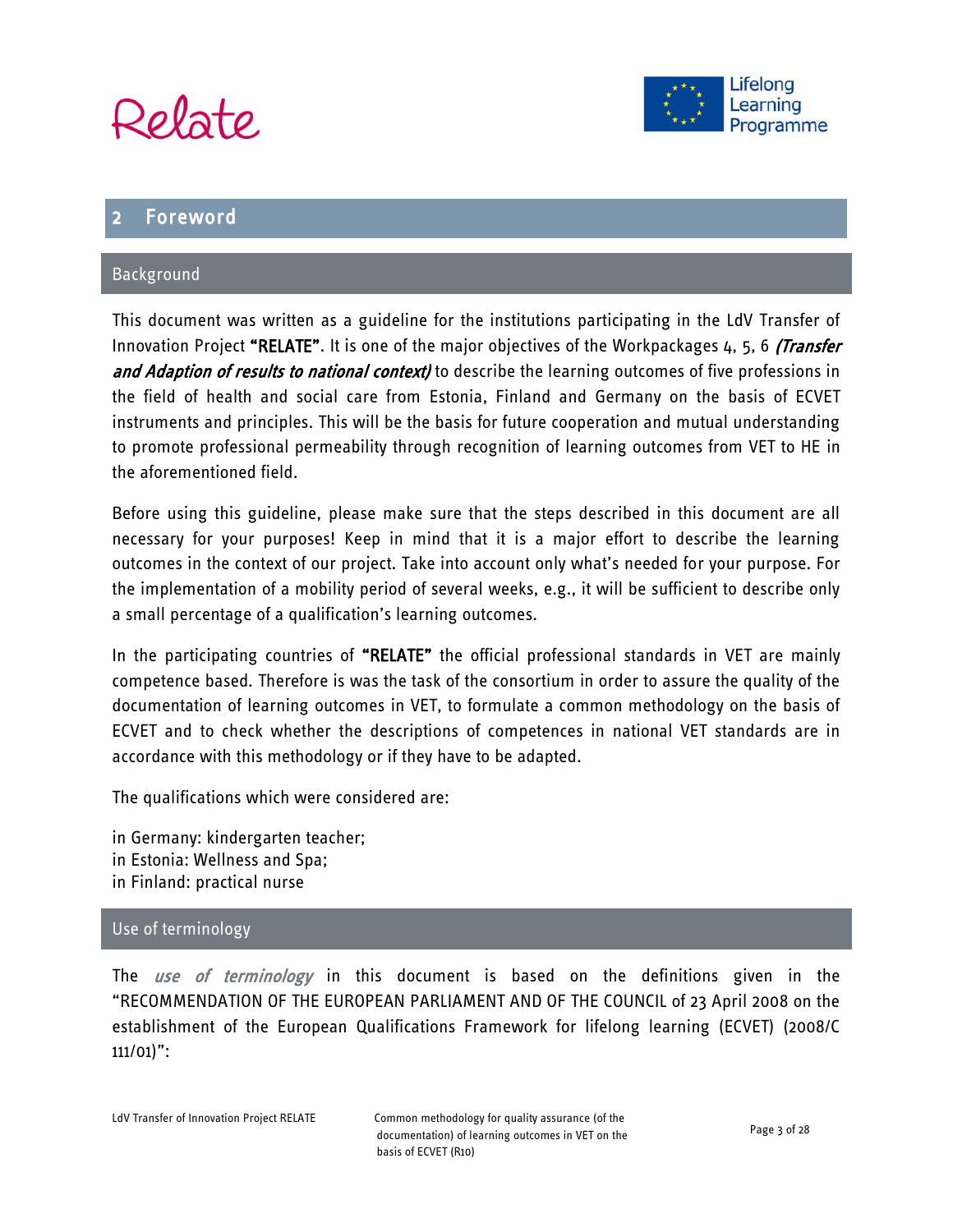## 2 Foreword

### Background

This document was written as a guideline for the institutions participating in the LdV Transfer of Innovation Project **"RELATE"**. It is one of the major objectives of the Workpackages 4, 5, 6 *(Transfer and Adaption of results to national context)* to describe the learning outcomes of five professions in the field of health and social care from Estonia, Finland and Germany on the basis of ECVET instruments and principles. This will be the basis for future cooperation and mutual understanding to promote professional permeability through recognition of learning outcomes from VET to HE in the aforementioned field.

Before using this guideline, please make sure that the steps described in this document are all necessary for your purposes! Keep in mind that it is a major effort to describe the learning outcomes in the context of our project. Take into account only what's needed for your purpose. For the implementation of a mobility period of several weeks, e.g., it will be sufficient to describe only a small percentage of a qualification's learning outcomes.

In the participating countries of **"RELATE"** the official professional standards in VET are mainly competence based. Therefore is was the task of the consortium in order to assure the quality of the documentation of learning outcomes in VET, to formulate a common methodology on the basis of ECVET and to check whether the descriptions of competences in national VET standards are in accordance with this methodology or if they have to be adapted.

The qualifications which were considered are:

in Germany: kindergarten teacher;
in Estonia: Wellness and Spa;
in Finland: practical nurse

### Use of terminology

The *use of terminology* in this document is based on the definitions given in the "RECOMMENDATION OF THE EUROPEAN PARLIAMENT AND OF THE COUNCIL of 23 April 2008 on the establishment of the European Qualifications Framework for lifelong learning (ECVET) (2008/C 111/01)":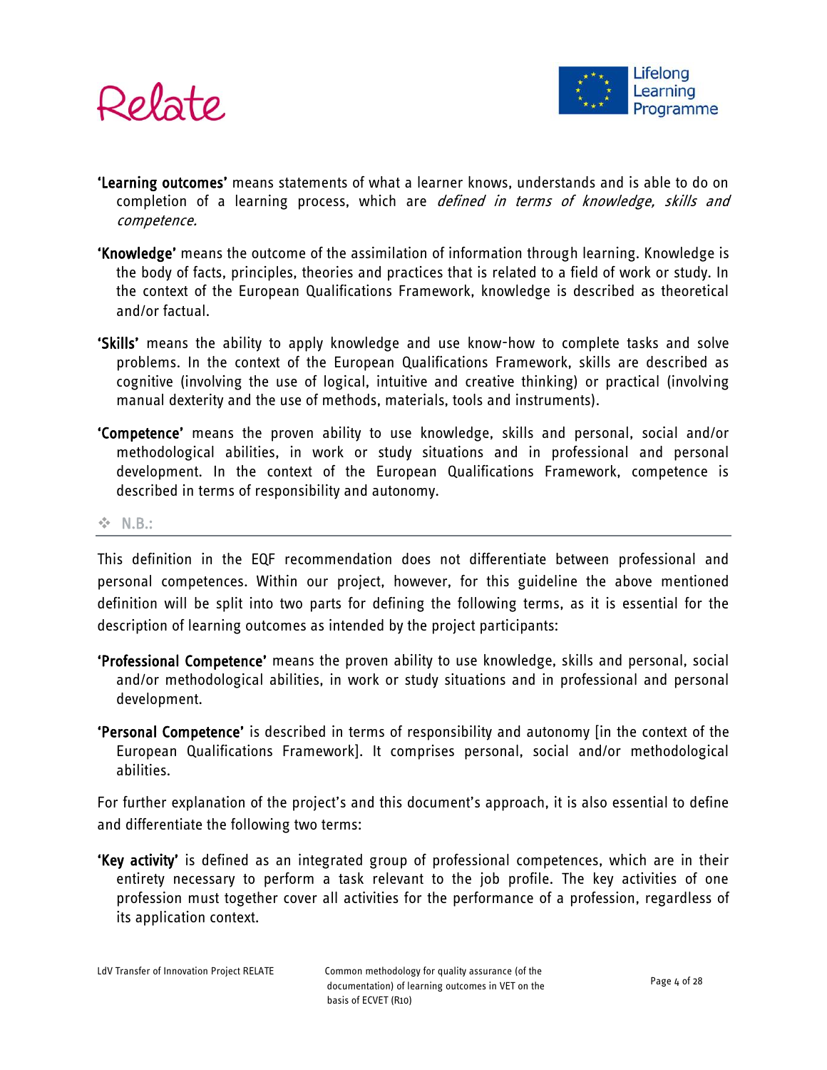**'Learning outcomes'** means statements of what a learner knows, understands and is able to do on completion of a learning process, which are *defined in terms of knowledge, skills and competence.*

**'Knowledge'** means the outcome of the assimilation of information through learning. Knowledge is the body of facts, principles, theories and practices that is related to a field of work or study. In the context of the European Qualifications Framework, knowledge is described as theoretical and/or factual.

**'Skills'** means the ability to apply knowledge and use know-how to complete tasks and solve problems. In the context of the European Qualifications Framework, skills are described as cognitive (involving the use of logical, intuitive and creative thinking) or practical (involving manual dexterity and the use of methods, materials, tools and instruments).

**'Competence'** means the proven ability to use knowledge, skills and personal, social and/or methodological abilities, in work or study situations and in professional and personal development. In the context of the European Qualifications Framework, competence is described in terms of responsibility and autonomy.

❖ N.B.:

This definition in the EQF recommendation does not differentiate between professional and personal competences. Within our project, however, for this guideline the above mentioned definition will be split into two parts for defining the following terms, as it is essential for the description of learning outcomes as intended by the project participants:

**'Professional Competence'** means the proven ability to use knowledge, skills and personal, social and/or methodological abilities, in work or study situations and in professional and personal development.

**'Personal Competence'** is described in terms of responsibility and autonomy [in the context of the European Qualifications Framework]. It comprises personal, social and/or methodological abilities.

For further explanation of the project's and this document's approach, it is also essential to define and differentiate the following two terms:

**'Key activity'** is defined as an integrated group of professional competences, which are in their entirety necessary to perform a task relevant to the job profile. The key activities of one profession must together cover all activities for the performance of a profession, regardless of its application context.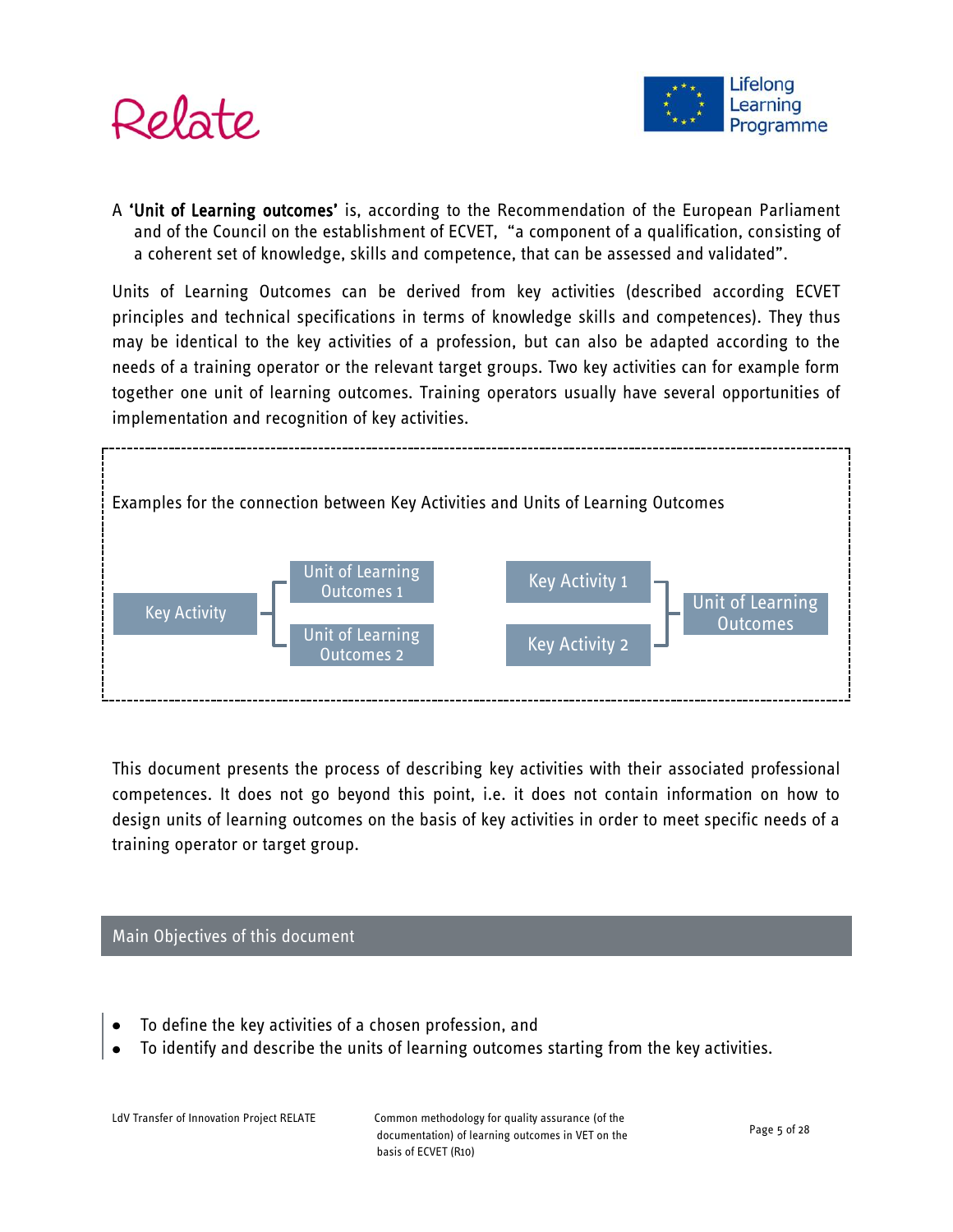A **'Unit of Learning outcomes'** is, according to the Recommendation of the European Parliament and of the Council on the establishment of ECVET, "a component of a qualification, consisting of a coherent set of knowledge, skills and competence, that can be assessed and validated".

Units of Learning Outcomes can be derived from key activities (described according ECVET principles and technical specifications in terms of knowledge skills and competences). They thus may be identical to the key activities of a profession, but can also be adapted according to the needs of a training operator or the relevant target groups. Two key activities can for example form together one unit of learning outcomes. Training operators usually have several opportunities of implementation and recognition of key activities.

Examples for the connection between Key Activities and Units of Learning Outcomes

Key Activity → Unit of Learning Outcomes 1, Unit of Learning Outcomes 2

Key Activity 1, Key Activity 2 → Unit of Learning Outcomes

This document presents the process of describing key activities with their associated professional competences. It does not go beyond this point, i.e. it does not contain information on how to design units of learning outcomes on the basis of key activities in order to meet specific needs of a training operator or target group.

## Main Objectives of this document

- To define the key activities of a chosen profession, and
- To identify and describe the units of learning outcomes starting from the key activities.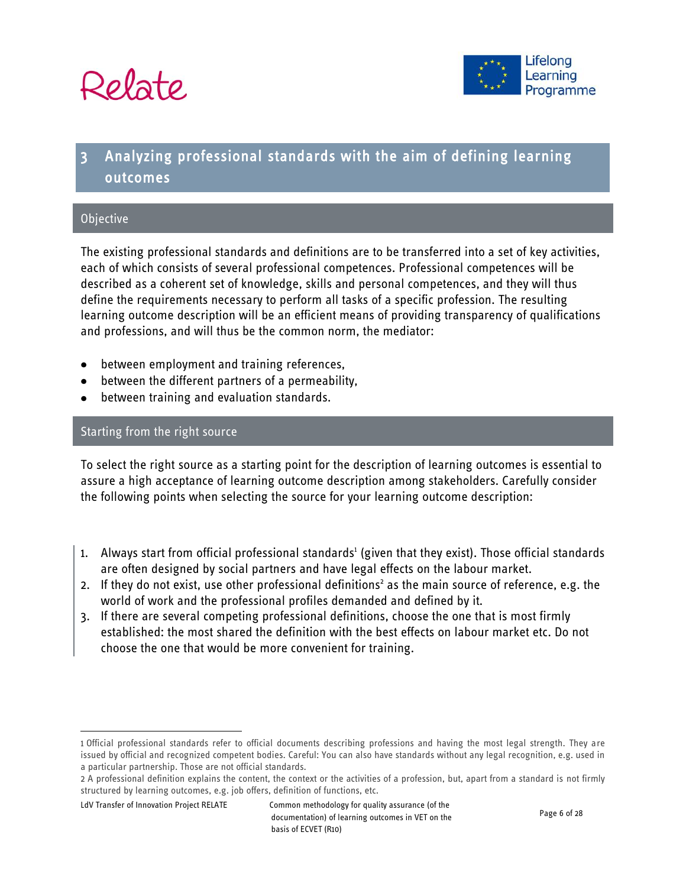# 3 Analyzing professional standards with the aim of defining learning outcomes

## Objective

The existing professional standards and definitions are to be transferred into a set of key activities, each of which consists of several professional competences. Professional competences will be described as a coherent set of knowledge, skills and personal competences, and they will thus define the requirements necessary to perform all tasks of a specific profession. The resulting learning outcome description will be an efficient means of providing transparency of qualifications and professions, and will thus be the common norm, the mediator:

- between employment and training references,
- between the different partners of a permeability,
- between training and evaluation standards.

## Starting from the right source

To select the right source as a starting point for the description of learning outcomes is essential to assure a high acceptance of learning outcome description among stakeholders. Carefully consider the following points when selecting the source for your learning outcome description:

1. Always start from official professional standards[1] (given that they exist). Those official standards are often designed by social partners and have legal effects on the labour market.
2. If they do not exist, use other professional definitions[2] as the main source of reference, e.g. the world of work and the professional profiles demanded and defined by it.
3. If there are several competing professional definitions, choose the one that is most firmly established: the most shared the definition with the best effects on labour market etc. Do not choose the one that would be more convenient for training.

---

1 Official professional standards refer to official documents describing professions and having the most legal strength. They are issued by official and recognized competent bodies. Careful: You can also have standards without any legal recognition, e.g. used in a particular partnership. Those are not official standards.

2 A professional definition explains the content, the context or the activities of a profession, but, apart from a standard is not firmly structured by learning outcomes, e.g. job offers, definition of functions, etc.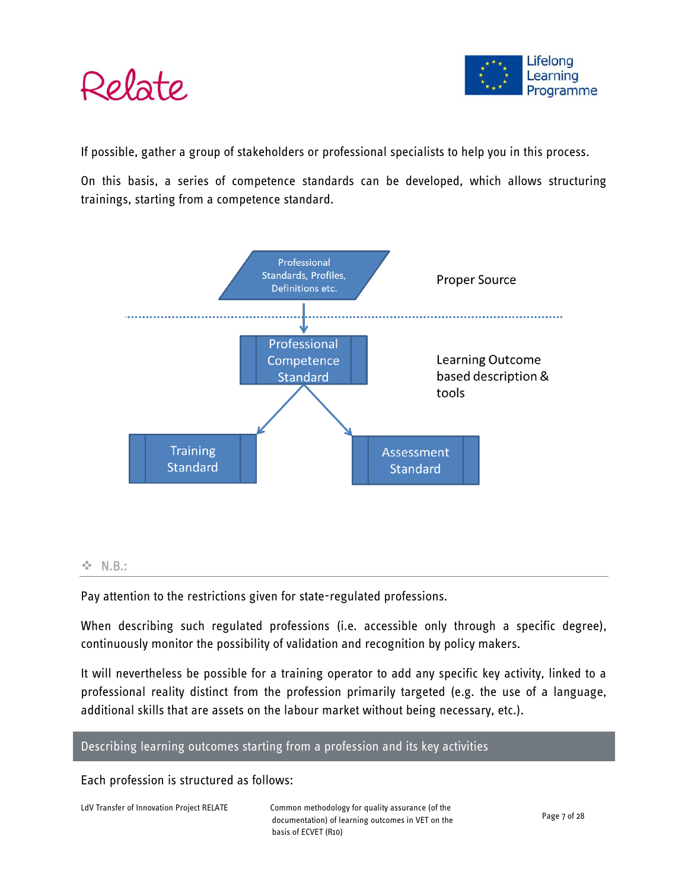If possible, gather a group of stakeholders or professional specialists to help you in this process.

On this basis, a series of competence standards can be developed, which allows structuring trainings, starting from a competence standard.

Professional Standards, Profiles, Definitions etc.

Proper Source

Professional Competence Standard

Learning Outcome based description & tools

Training Standard

Assessment Standard

❖ **N.B.:**

Pay attention to the restrictions given for state-regulated professions.

When describing such regulated professions (i.e. accessible only through a specific degree), continuously monitor the possibility of validation and recognition by policy makers.

It will nevertheless be possible for a training operator to add any specific key activity, linked to a professional reality distinct from the profession primarily targeted (e.g. the use of a language, additional skills that are assets on the labour market without being necessary, etc.).

## Describing learning outcomes starting from a profession and its key activities

Each profession is structured as follows: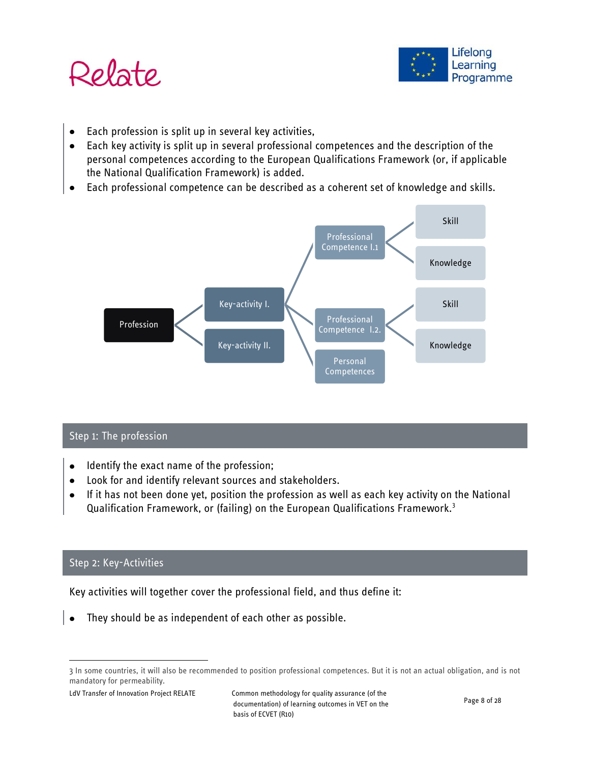- Each profession is split up in several key activities,
- Each key activity is split up in several professional competences and the description of the personal competences according to the European Qualifications Framework (or, if applicable the National Qualification Framework) is added.
- Each professional competence can be described as a coherent set of knowledge and skills.

Profession

Key-activity I.

Key-activity II.

Professional Competence I.1

Professional Competence I.2.

Personal Competences

Skill

Knowledge

Skill

Knowledge

## Step 1: The profession

- Identify the exact name of the profession;
- Look for and identify relevant sources and stakeholders.
- If it has not been done yet, position the profession as well as each key activity on the National Qualification Framework, or (failing) on the European Qualifications Framework.[3]

## Step 2: Key-Activities

Key activities will together cover the professional field, and thus define it:

- They should be as independent of each other as possible.

---

3 In some countries, it will also be recommended to position professional competences. But it is not an actual obligation, and is not mandatory for permeability.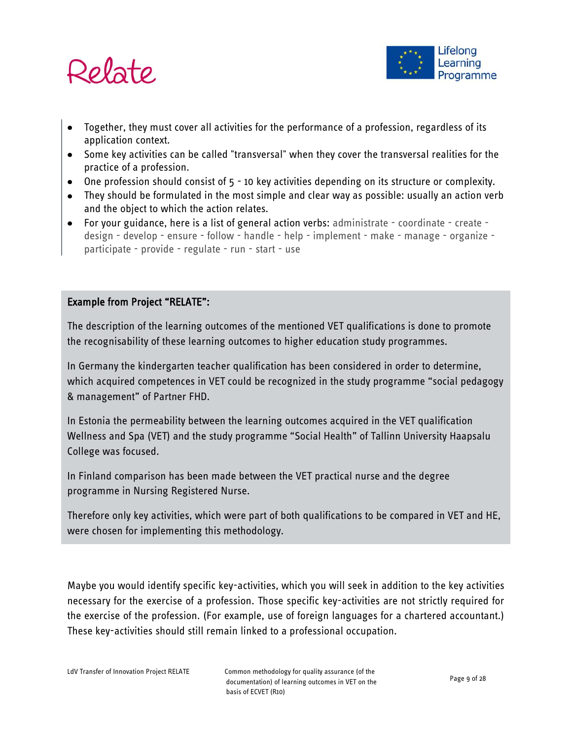- Together, they must cover all activities for the performance of a profession, regardless of its application context.
- Some key activities can be called "transversal" when they cover the transversal realities for the practice of a profession.
- One profession should consist of 5 - 10 key activities depending on its structure or complexity.
- They should be formulated in the most simple and clear way as possible: usually an action verb and the object to which the action relates.
- For your guidance, here is a list of general action verbs: administrate - coordinate - create - design - develop - ensure - follow - handle - help - implement - make - manage - organize - participate - provide - regulate - run - start - use

**Example from Project "RELATE":**

The description of the learning outcomes of the mentioned VET qualifications is done to promote the recognisability of these learning outcomes to higher education study programmes.

In Germany the kindergarten teacher qualification has been considered in order to determine, which acquired competences in VET could be recognized in the study programme "social pedagogy & management" of Partner FHD.

In Estonia the permeability between the learning outcomes acquired in the VET qualification Wellness and Spa (VET) and the study programme "Social Health" of Tallinn University Haapsalu College was focused.

In Finland comparison has been made between the VET practical nurse and the degree programme in Nursing Registered Nurse.

Therefore only key activities, which were part of both qualifications to be compared in VET and HE, were chosen for implementing this methodology.

Maybe you would identify specific key-activities, which you will seek in addition to the key activities necessary for the exercise of a profession. Those specific key-activities are not strictly required for the exercise of the profession. (For example, use of foreign languages for a chartered accountant.) These key-activities should still remain linked to a professional occupation.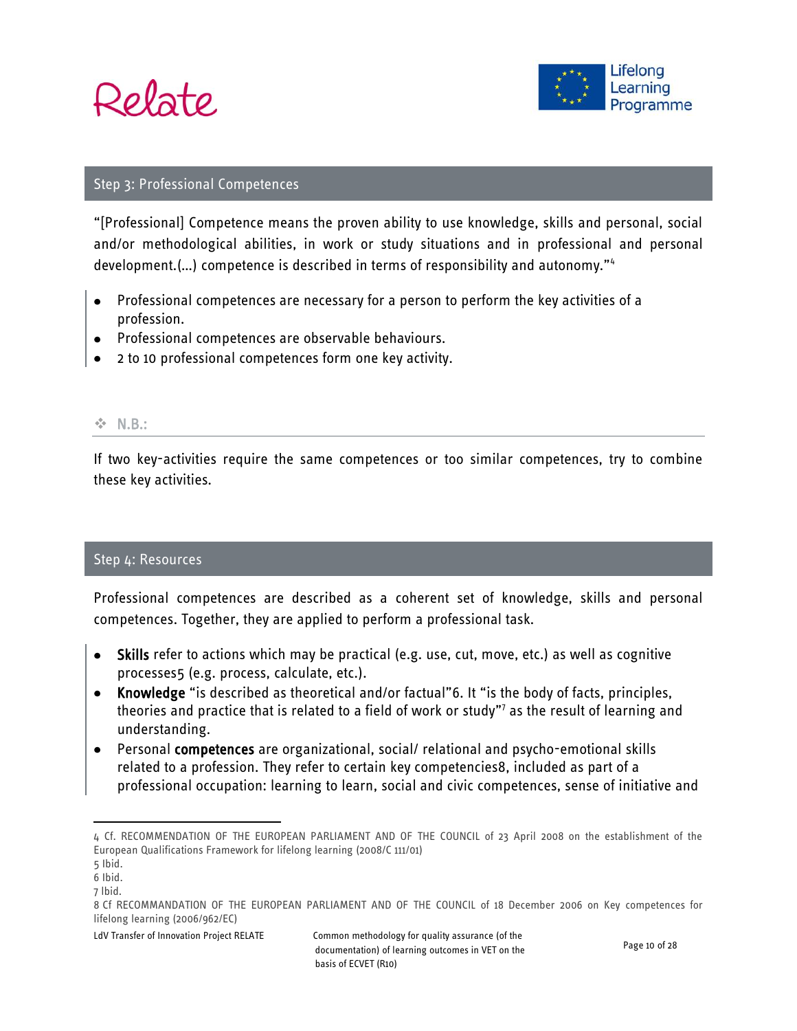## Step 3: Professional Competences

"[Professional] Competence means the proven ability to use knowledge, skills and personal, social and/or methodological abilities, in work or study situations and in professional and personal development.(…) competence is described in terms of responsibility and autonomy."[4]

- Professional competences are necessary for a person to perform the key activities of a profession.
- Professional competences are observable behaviours.
- 2 to 10 professional competences form one key activity.

❖ **N.B.:**

If two key-activities require the same competences or too similar competences, try to combine these key activities.

## Step 4: Resources

Professional competences are described as a coherent set of knowledge, skills and personal competences. Together, they are applied to perform a professional task.

- **Skills** refer to actions which may be practical (e.g. use, cut, move, etc.) as well as cognitive processes5 (e.g. process, calculate, etc.).
- **Knowledge** "is described as theoretical and/or factual"6. It "is the body of facts, principles, theories and practice that is related to a field of work or study"[7] as the result of learning and understanding.
- Personal **competences** are organizational, social/ relational and psycho-emotional skills related to a profession. They refer to certain key competencies8, included as part of a professional occupation: learning to learn, social and civic competences, sense of initiative and

---

4 Cf. RECOMMENDATION OF THE EUROPEAN PARLIAMENT AND OF THE COUNCIL of 23 April 2008 on the establishment of the European Qualifications Framework for lifelong learning (2008/C 111/01)

5 Ibid.

6 Ibid.

7 Ibid.

8 Cf RECOMMANDATION OF THE EUROPEAN PARLIAMENT AND OF THE COUNCIL of 18 December 2006 on Key competences for lifelong learning (2006/962/EC)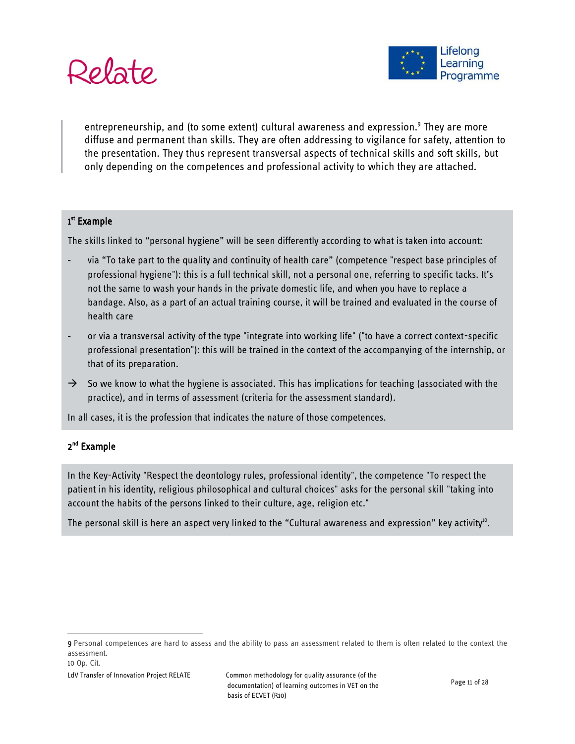entrepreneurship, and (to some extent) cultural awareness and expression.[9] They are more diffuse and permanent than skills. They are often addressing to vigilance for safety, attention to the presentation. They thus represent transversal aspects of technical skills and soft skills, but only depending on the competences and professional activity to which they are attached.

**1st Example**

The skills linked to "personal hygiene" will be seen differently according to what is taken into account:

- via "To take part to the quality and continuity of health care" (competence "respect base principles of professional hygiene"): this is a full technical skill, not a personal one, referring to specific tacks. It's not the same to wash your hands in the private domestic life, and when you have to replace a bandage. Also, as a part of an actual training course, it will be trained and evaluated in the course of health care
- or via a transversal activity of the type "integrate into working life" ("to have a correct context-specific professional presentation"): this will be trained in the context of the accompanying of the internship, or that of its preparation.

→ So we know to what the hygiene is associated. This has implications for teaching (associated with the practice), and in terms of assessment (criteria for the assessment standard).

In all cases, it is the profession that indicates the nature of those competences.

**2nd Example**

In the Key-Activity "Respect the deontology rules, professional identity", the competence "To respect the patient in his identity, religious philosophical and cultural choices" asks for the personal skill "taking into account the habits of the persons linked to their culture, age, religion etc."

The personal skill is here an aspect very linked to the "Cultural awareness and expression" key activity[10].

---

9 Personal competences are hard to assess and the ability to pass an assessment related to them is often related to the context the assessment.

10 Op. Cit.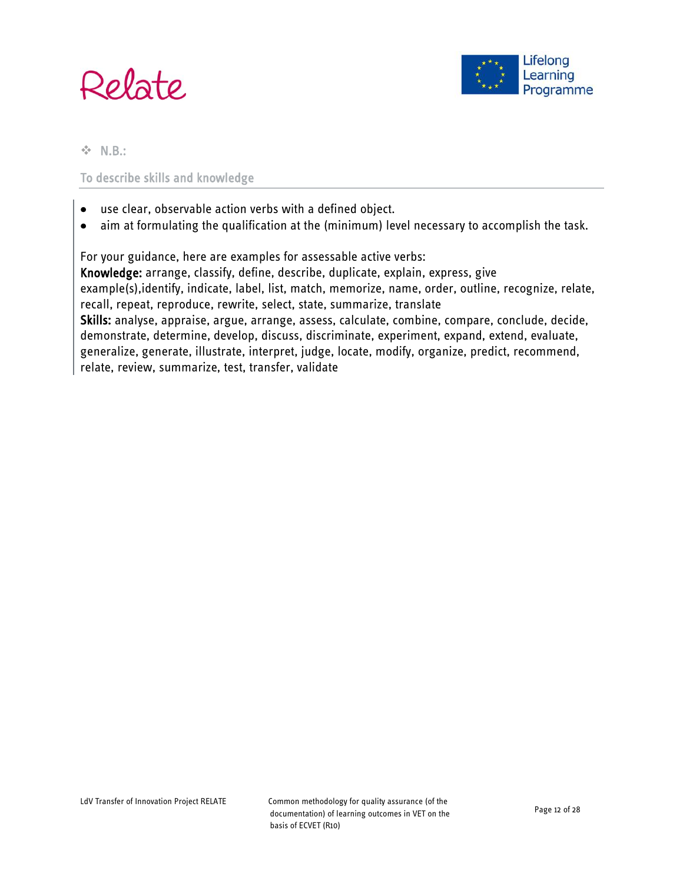❖ **N.B.:**

### To describe skills and knowledge

- use clear, observable action verbs with a defined object.
- aim at formulating the qualification at the (minimum) level necessary to accomplish the task.

For your guidance, here are examples for assessable active verbs:

**Knowledge:** arrange, classify, define, describe, duplicate, explain, express, give example(s),identify, indicate, label, list, match, memorize, name, order, outline, recognize, relate, recall, repeat, reproduce, rewrite, select, state, summarize, translate

**Skills:** analyse, appraise, argue, arrange, assess, calculate, combine, compare, conclude, decide, demonstrate, determine, develop, discuss, discriminate, experiment, expand, extend, evaluate, generalize, generate, illustrate, interpret, judge, locate, modify, organize, predict, recommend, relate, review, summarize, test, transfer, validate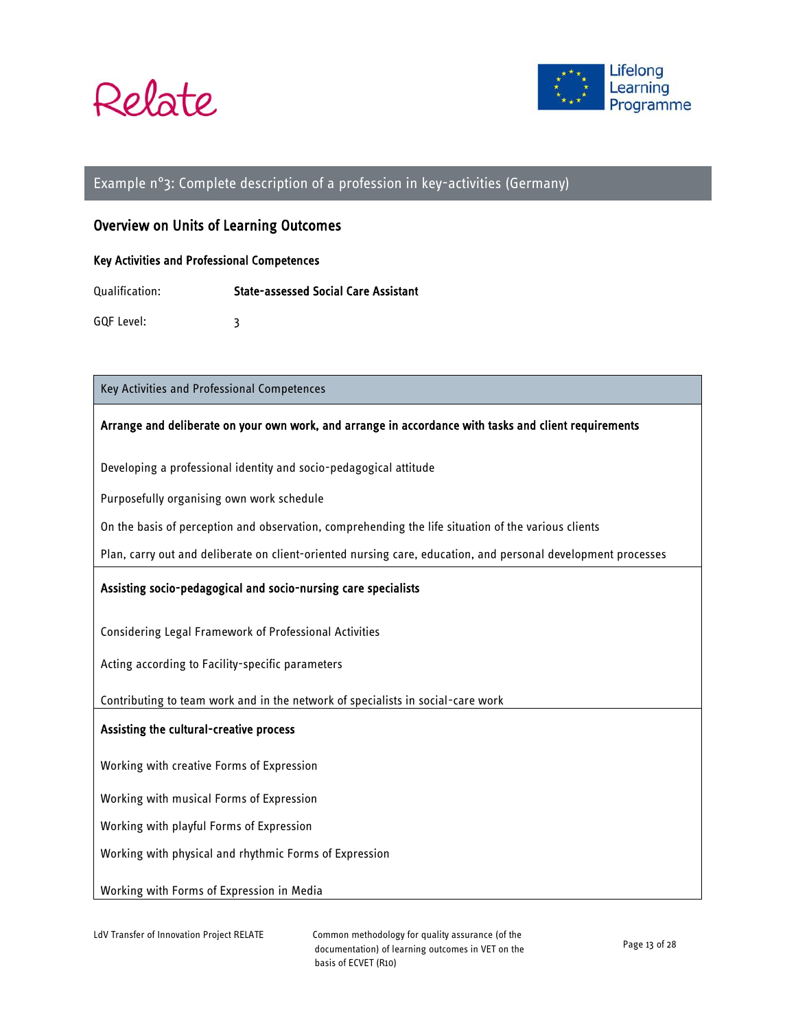## Example n°3: Complete description of a profession in key-activities (Germany)

### Overview on Units of Learning Outcomes

#### Key Activities and Professional Competences

Qualification: **State-assessed Social Care Assistant**

GQF Level: 3

| Key Activities and Professional Competences |
|---|
| **Arrange and deliberate on your own work, and arrange in accordance with tasks and client requirements**<br><br>Developing a professional identity and socio-pedagogical attitude<br><br>Purposefully organising own work schedule<br><br>On the basis of perception and observation, comprehending the life situation of the various clients<br><br>Plan, carry out and deliberate on client-oriented nursing care, education, and personal development processes |
| **Assisting socio-pedagogical and socio-nursing care specialists**<br><br>Considering Legal Framework of Professional Activities<br><br>Acting according to Facility-specific parameters<br><br>Contributing to team work and in the network of specialists in social-care work |
| **Assisting the cultural-creative process**<br><br>Working with creative Forms of Expression<br><br>Working with musical Forms of Expression<br><br>Working with playful Forms of Expression<br><br>Working with physical and rhythmic Forms of Expression<br><br>Working with Forms of Expression in Media |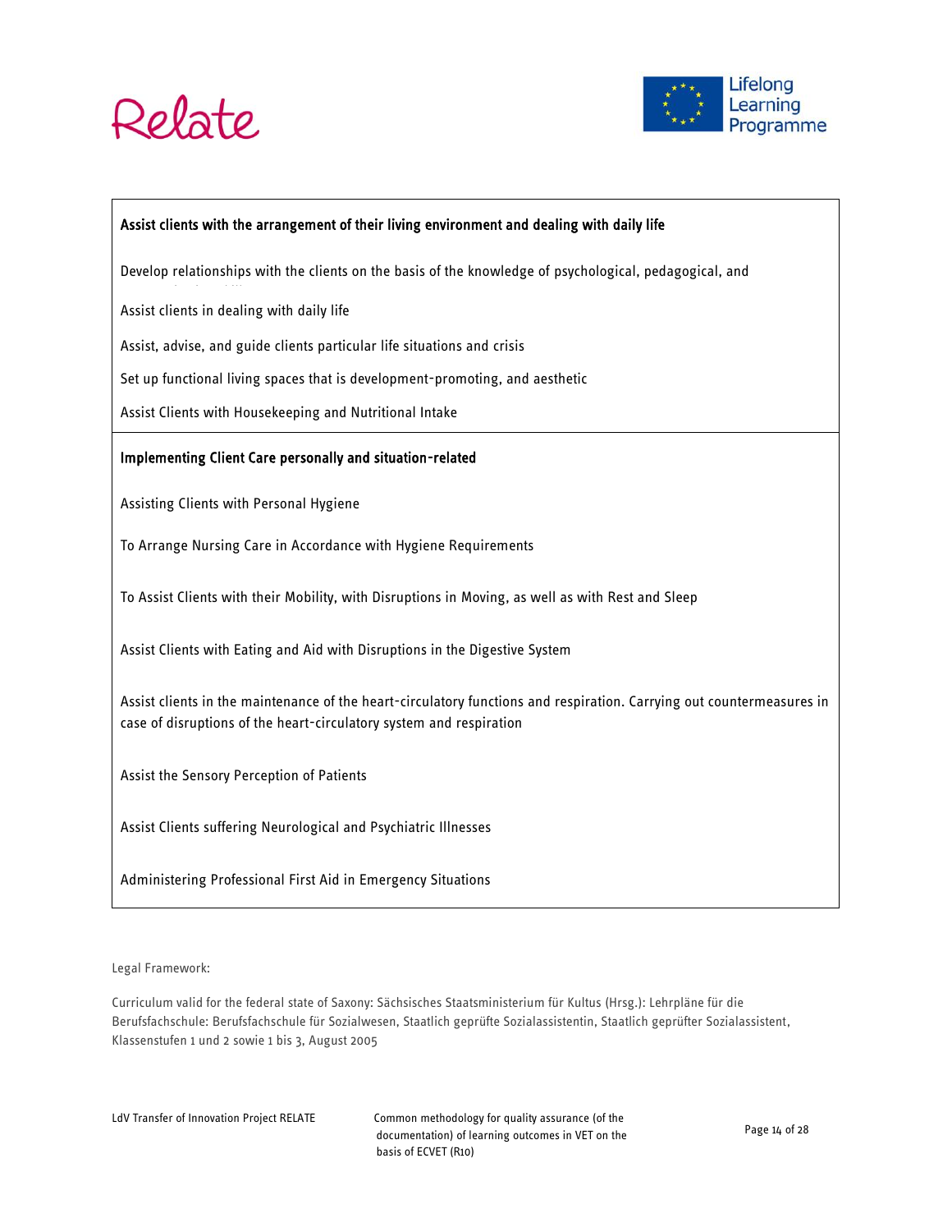| Assist clients with the arrangement of their living environment and dealing with daily life |
|---|
| Develop relationships with the clients on the basis of the knowledge of psychological, pedagogical, and |
| Assist clients in dealing with daily life |
| Assist, advise, and guide clients particular life situations and crisis |
| Set up functional living spaces that is development-promoting, and aesthetic |
| Assist Clients with Housekeeping and Nutritional Intake |
| **Implementing Client Care personally and situation-related** |
| Assisting Clients with Personal Hygiene |
| To Arrange Nursing Care in Accordance with Hygiene Requirements |
| To Assist Clients with their Mobility, with Disruptions in Moving, as well as with Rest and Sleep |
| Assist Clients with Eating and Aid with Disruptions in the Digestive System |
| Assist clients in the maintenance of the heart-circulatory functions and respiration. Carrying out countermeasures in case of disruptions of the heart-circulatory system and respiration |
| Assist the Sensory Perception of Patients |
| Assist Clients suffering Neurological and Psychiatric Illnesses |
| Administering Professional First Aid in Emergency Situations |

Legal Framework:

Curriculum valid for the federal state of Saxony: Sächsisches Staatsministerium für Kultus (Hrsg.): Lehrpläne für die Berufsfachschule: Berufsfachschule für Sozialwesen, Staatlich geprüfte Sozialassistentin, Staatlich geprüfter Sozialassistent, Klassenstufen 1 und 2 sowie 1 bis 3, August 2005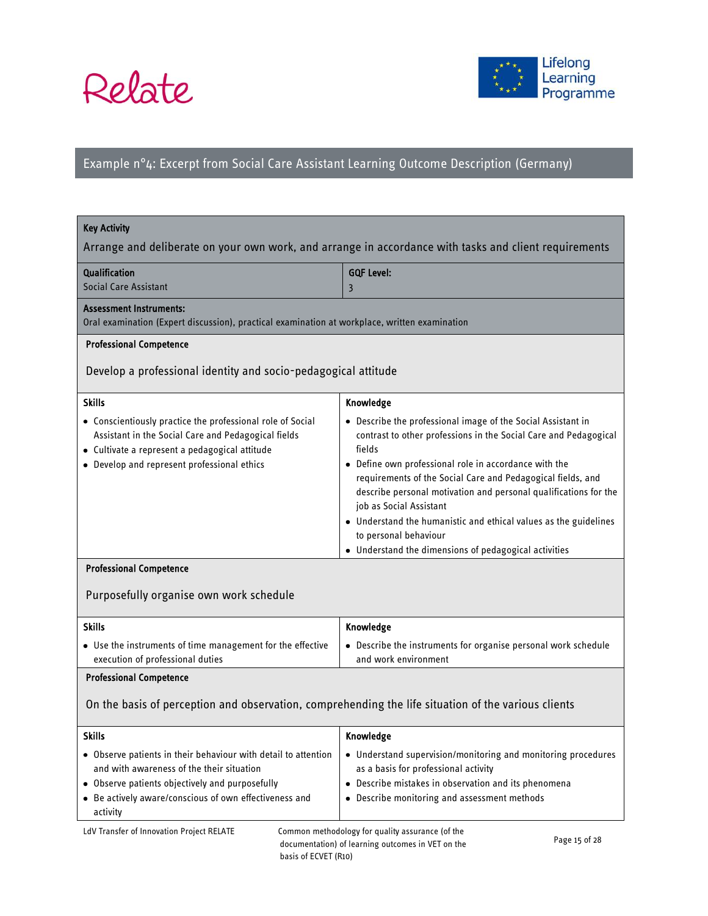## Example n°4: Excerpt from Social Care Assistant Learning Outcome Description (Germany)

| **Key Activity** | |
|---|---|
| Arrange and deliberate on your own work, and arrange in accordance with tasks and client requirements | |
| **Qualification**<br>Social Care Assistant | **GQF Level:**<br>3 |
| **Assessment Instruments:**<br>Oral examination (Expert discussion), practical examination at workplace, written examination | |
| **Professional Competence**<br><br>Develop a professional identity and socio-pedagogical attitude | |
| **Skills** | **Knowledge** |
| • Conscientiously practice the professional role of Social Assistant in the Social Care and Pedagogical fields<br>• Cultivate a represent a pedagogical attitude<br>• Develop and represent professional ethics | • Describe the professional image of the Social Assistant in contrast to other professions in the Social Care and Pedagogical fields<br>• Define own professional role in accordance with the requirements of the Social Care and Pedagogical fields, and describe personal motivation and personal qualifications for the job as Social Assistant<br>• Understand the humanistic and ethical values as the guidelines to personal behaviour<br>• Understand the dimensions of pedagogical activities |
| **Professional Competence**<br><br>Purposefully organise own work schedule | |
| **Skills** | **Knowledge** |
| • Use the instruments of time management for the effective execution of professional duties | • Describe the instruments for organise personal work schedule and work environment |
| **Professional Competence**<br><br>On the basis of perception and observation, comprehending the life situation of the various clients | |
| **Skills** | **Knowledge** |
| • Observe patients in their behaviour with detail to attention and with awareness of the their situation<br>• Observe patients objectively and purposefully<br>• Be actively aware/conscious of own effectiveness and activity | • Understand supervision/monitoring and monitoring procedures as a basis for professional activity<br>• Describe mistakes in observation and its phenomena<br>• Describe monitoring and assessment methods |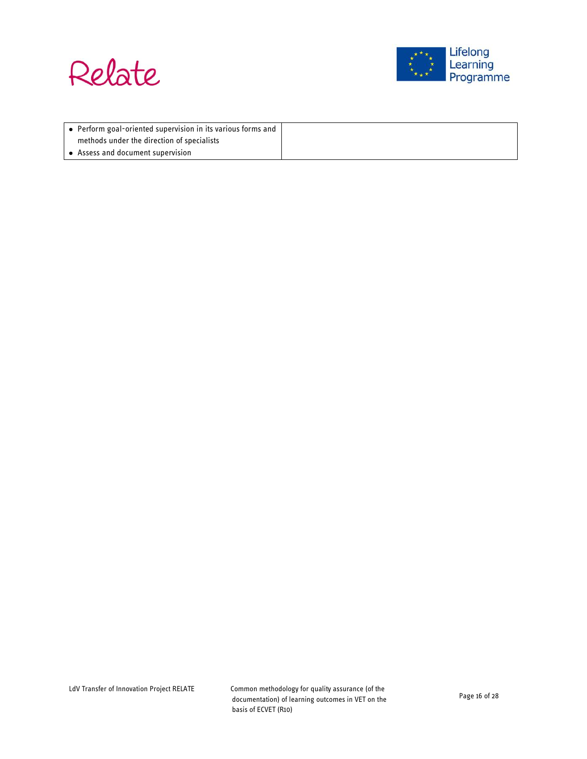| | |
|---|---|
| • Perform goal-oriented supervision in its various forms and methods under the direction of specialists<br>• Assess and document supervision | |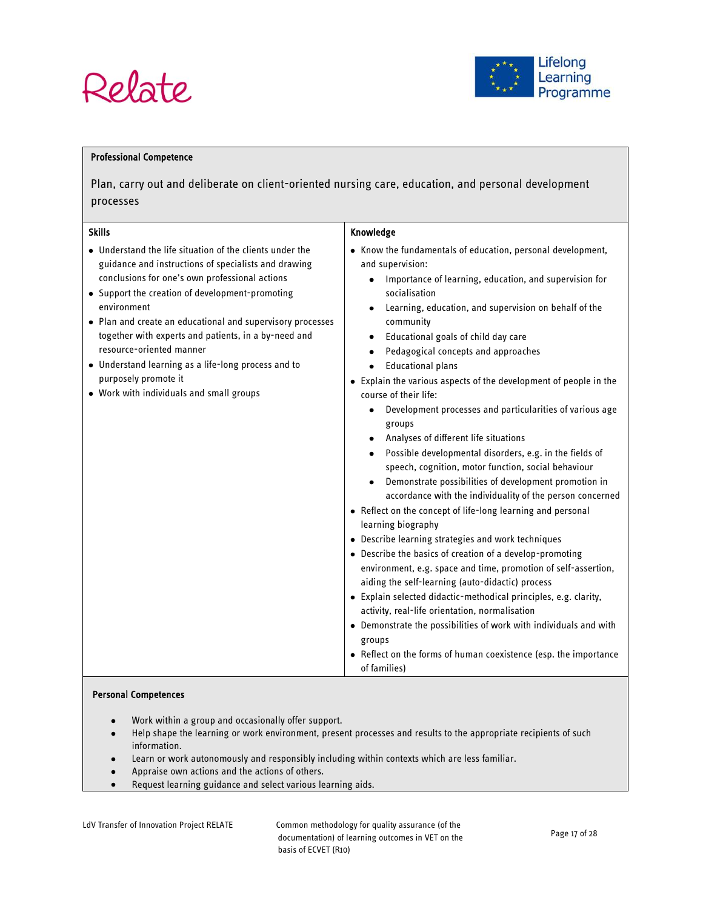**Professional Competence**

Plan, carry out and deliberate on client-oriented nursing care, education, and personal development processes

| Skills | Knowledge |
|---|---|
| • Understand the life situation of the clients under the guidance and instructions of specialists and drawing conclusions for one's own professional actions<br>• Support the creation of development-promoting environment<br>• Plan and create an educational and supervisory processes together with experts and patients, in a by-need and resource-oriented manner<br>• Understand learning as a life-long process and to purposely promote it<br>• Work with individuals and small groups | • Know the fundamentals of education, personal development, and supervision:<br>  • Importance of learning, education, and supervision for socialisation<br>  • Learning, education, and supervision on behalf of the community<br>  • Educational goals of child day care<br>  • Pedagogical concepts and approaches<br>  • Educational plans<br>• Explain the various aspects of the development of people in the course of their life:<br>  • Development processes and particularities of various age groups<br>  • Analyses of different life situations<br>  • Possible developmental disorders, e.g. in the fields of speech, cognition, motor function, social behaviour<br>  • Demonstrate possibilities of development promotion in accordance with the individuality of the person concerned<br>• Reflect on the concept of life-long learning and personal learning biography<br>• Describe learning strategies and work techniques<br>• Describe the basics of creation of a develop-promoting environment, e.g. space and time, promotion of self-assertion, aiding the self-learning (auto-didactic) process<br>• Explain selected didactic-methodical principles, e.g. clarity, activity, real-life orientation, normalisation<br>• Demonstrate the possibilities of work with individuals and with groups<br>• Reflect on the forms of human coexistence (esp. the importance of families) |

**Personal Competences**

- Work within a group and occasionally offer support.
- Help shape the learning or work environment, present processes and results to the appropriate recipients of such information.
- Learn or work autonomously and responsibly including within contexts which are less familiar.
- Appraise own actions and the actions of others.
- Request learning guidance and select various learning aids.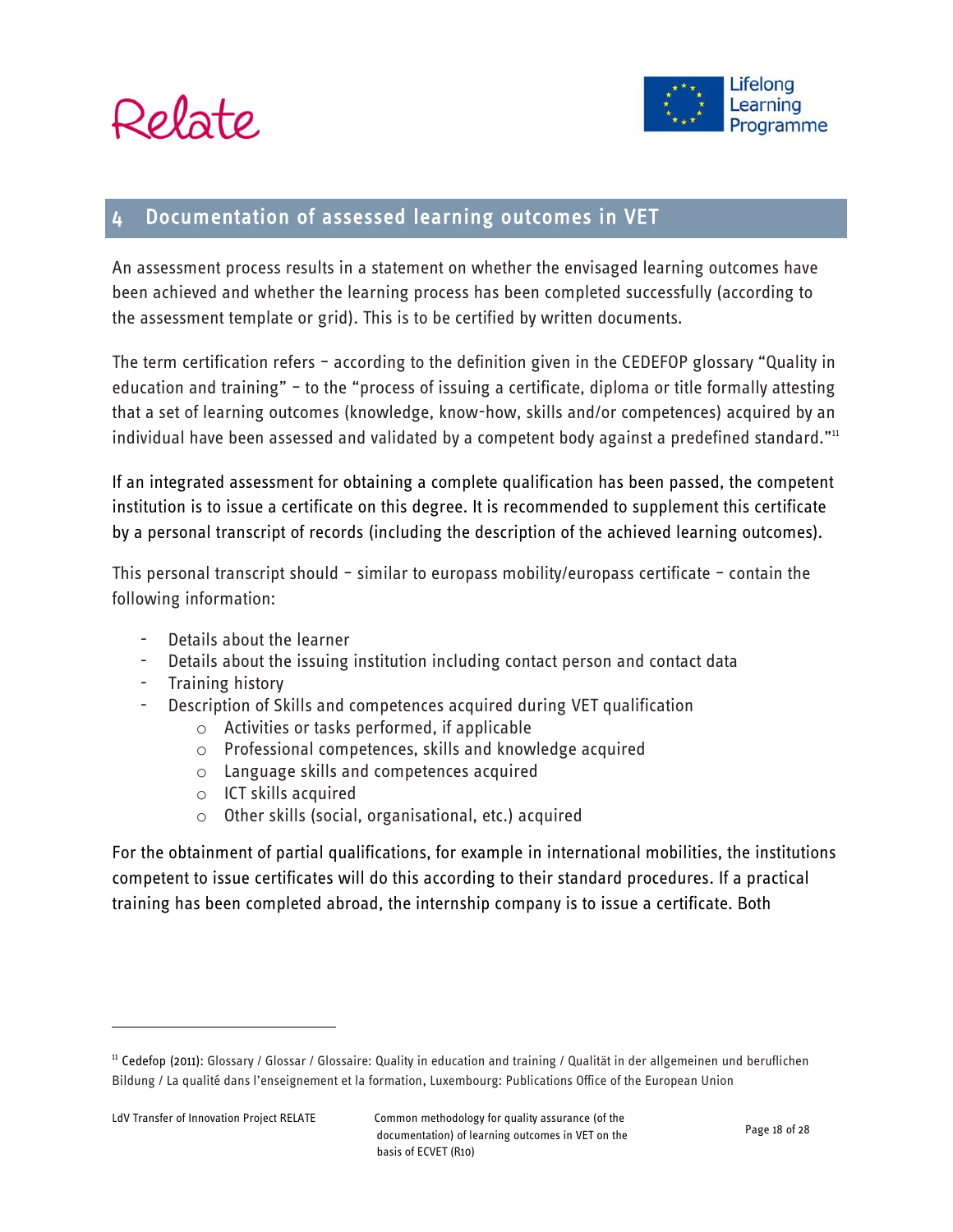# 4 Documentation of assessed learning outcomes in VET

An assessment process results in a statement on whether the envisaged learning outcomes have been achieved and whether the learning process has been completed successfully (according to the assessment template or grid). This is to be certified by written documents.

The term certification refers – according to the definition given in the CEDEFOP glossary "Quality in education and training" – to the "process of issuing a certificate, diploma or title formally attesting that a set of learning outcomes (knowledge, know-how, skills and/or competences) acquired by an individual have been assessed and validated by a competent body against a predefined standard."[11]

If an integrated assessment for obtaining a complete qualification has been passed, the competent institution is to issue a certificate on this degree. It is recommended to supplement this certificate by a personal transcript of records (including the description of the achieved learning outcomes).

This personal transcript should – similar to europass mobility/europass certificate – contain the following information:

- Details about the learner
- Details about the issuing institution including contact person and contact data
- Training history
- Description of Skills and competences acquired during VET qualification
  - Activities or tasks performed, if applicable
  - Professional competences, skills and knowledge acquired
  - Language skills and competences acquired
  - ICT skills acquired
  - Other skills (social, organisational, etc.) acquired

For the obtainment of partial qualifications, for example in international mobilities, the institutions competent to issue certificates will do this according to their standard procedures. If a practical training has been completed abroad, the internship company is to issue a certificate. Both

---

[11] Cedefop (2011): Glossary / Glossar / Glossaire: Quality in education and training / Qualität in der allgemeinen und beruflichen Bildung / La qualité dans l'enseignement et la formation, Luxembourg: Publications Office of the European Union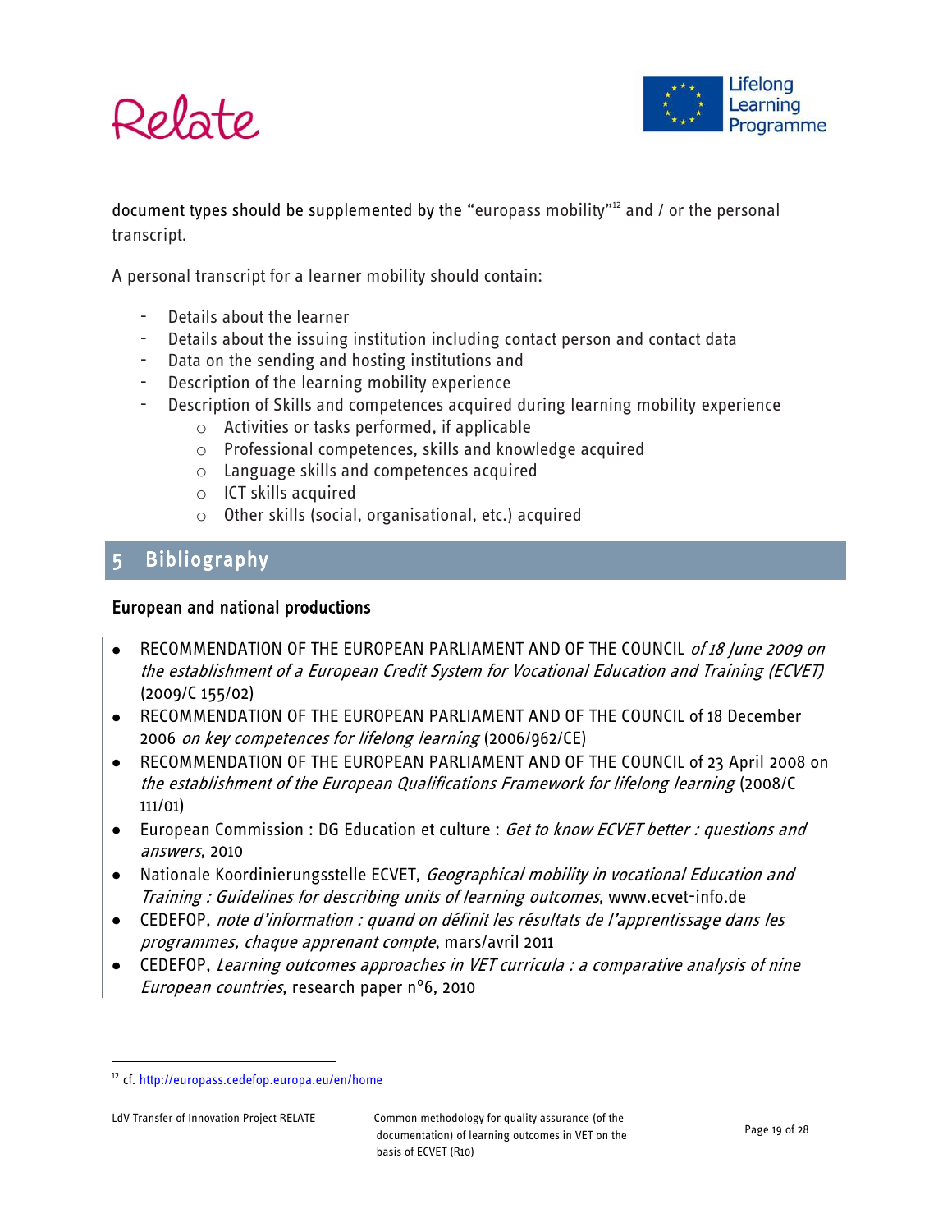document types should be supplemented by the "europass mobility"[12] and / or the personal transcript.

A personal transcript for a learner mobility should contain:

- Details about the learner
- Details about the issuing institution including contact person and contact data
- Data on the sending and hosting institutions and
- Description of the learning mobility experience
- Description of Skills and competences acquired during learning mobility experience
    - Activities or tasks performed, if applicable
    - Professional competences, skills and knowledge acquired
    - Language skills and competences acquired
    - ICT skills acquired
    - Other skills (social, organisational, etc.) acquired

# 5 Bibliography

## European and national productions

- RECOMMENDATION OF THE EUROPEAN PARLIAMENT AND OF THE COUNCIL *of 18 June 2009 on the establishment of a European Credit System for Vocational Education and Training (ECVET)* (2009/C 155/02)
- RECOMMENDATION OF THE EUROPEAN PARLIAMENT AND OF THE COUNCIL of 18 December 2006 *on key competences for lifelong learning* (2006/962/CE)
- RECOMMENDATION OF THE EUROPEAN PARLIAMENT AND OF THE COUNCIL of 23 April 2008 on *the establishment of the European Qualifications Framework for lifelong learning* (2008/C 111/01)
- European Commission : DG Education et culture : *Get to know ECVET better : questions and answers*, 2010
- Nationale Koordinierungsstelle ECVET, *Geographical mobility in vocational Education and Training : Guidelines for describing units of learning outcomes*, www.ecvet-info.de
- CEDEFOP, *note d'information : quand on définit les résultats de l'apprentissage dans les programmes, chaque apprenant compte*, mars/avril 2011
- CEDEFOP, *Learning outcomes approaches in VET curricula : a comparative analysis of nine European countries*, research paper n°6, 2010

[12] cf. http://europass.cedefop.europa.eu/en/home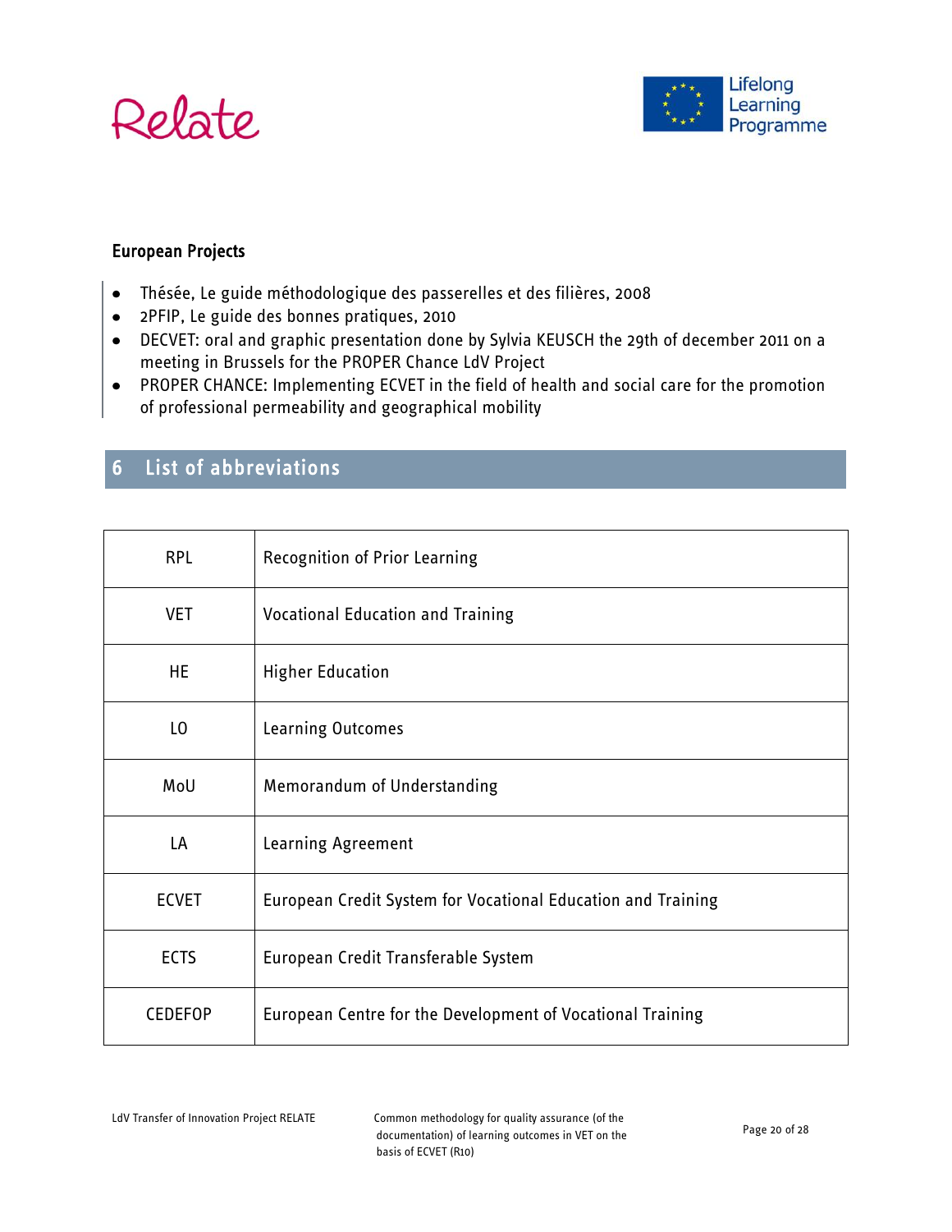### European Projects

- Thésée, Le guide méthodologique des passerelles et des filières, 2008
- 2PFIP, Le guide des bonnes pratiques, 2010
- DECVET: oral and graphic presentation done by Sylvia KEUSCH the 29th of december 2011 on a meeting in Brussels for the PROPER Chance LdV Project
- PROPER CHANCE: Implementing ECVET in the field of health and social care for the promotion of professional permeability and geographical mobility

# 6 List of abbreviations

| | |
|---|---|
| RPL | Recognition of Prior Learning |
| VET | Vocational Education and Training |
| HE | Higher Education |
| LO | Learning Outcomes |
| MoU | Memorandum of Understanding |
| LA | Learning Agreement |
| ECVET | European Credit System for Vocational Education and Training |
| ECTS | European Credit Transferable System |
| CEDEFOP | European Centre for the Development of Vocational Training |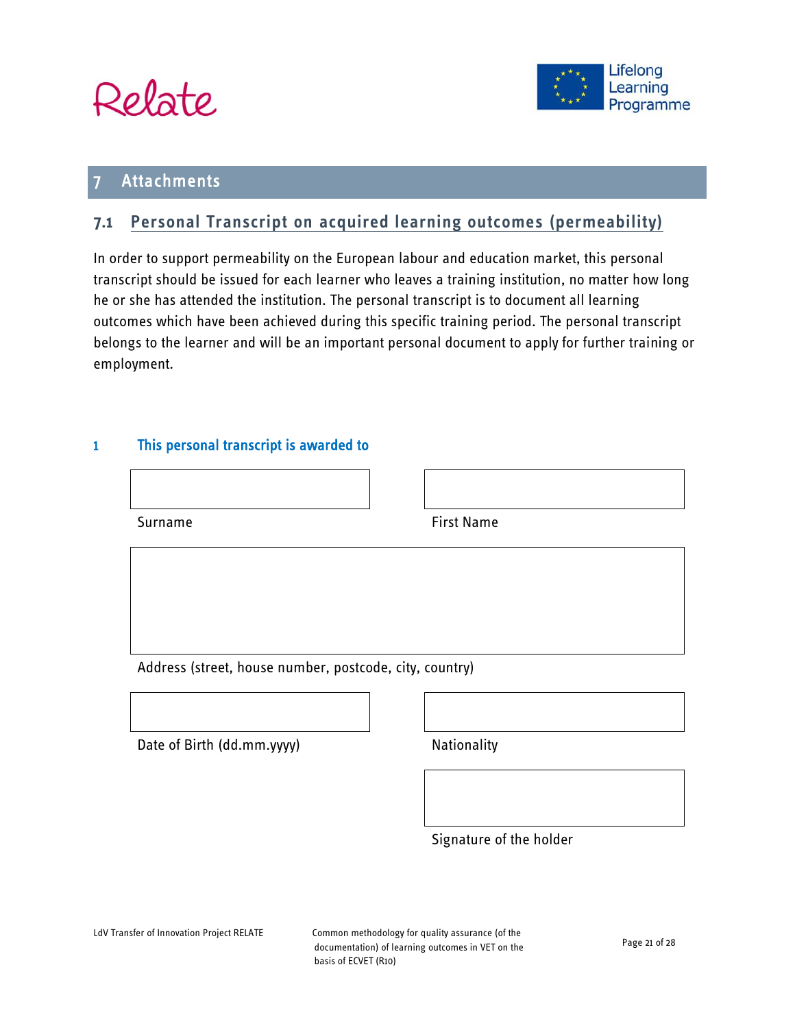# 7 Attachments

## 7.1 Personal Transcript on acquired learning outcomes (permeability)

In order to support permeability on the European labour and education market, this personal transcript should be issued for each learner who leaves a training institution, no matter how long he or she has attended the institution. The personal transcript is to document all learning outcomes which have been achieved during this specific training period. The personal transcript belongs to the learner and will be an important personal document to apply for further training or employment.

### 1 This personal transcript is awarded to

| | |
|---|---|
| Surname | First Name |

Address (street, house number, postcode, city, country)

| | |
|---|---|
| Date of Birth (dd.mm.yyyy) | Nationality |

Signature of the holder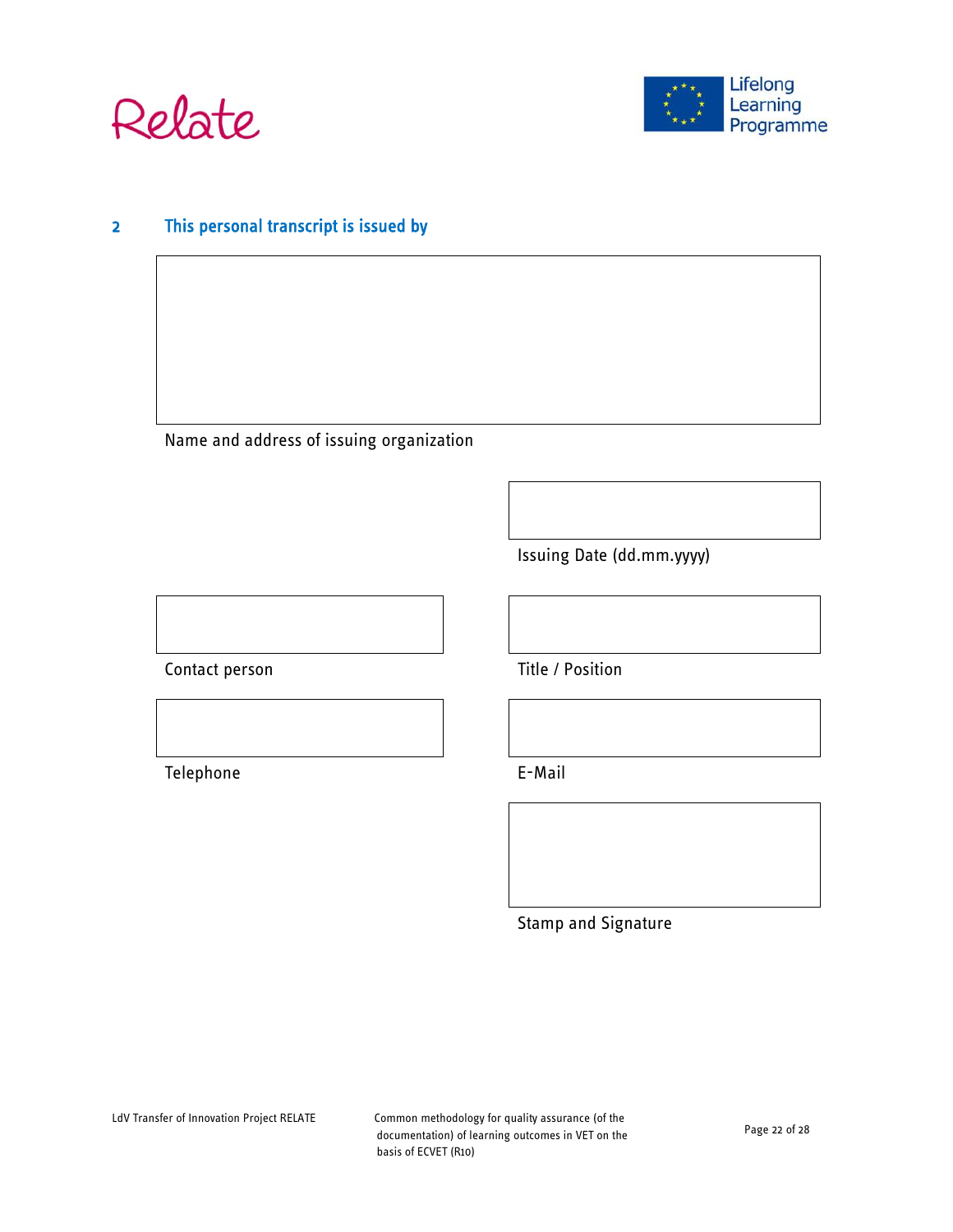## 2 This personal transcript is issued by

Name and address of issuing organization

Issuing Date (dd.mm.yyyy)

Contact person

Title / Position

Telephone

E-Mail

Stamp and Signature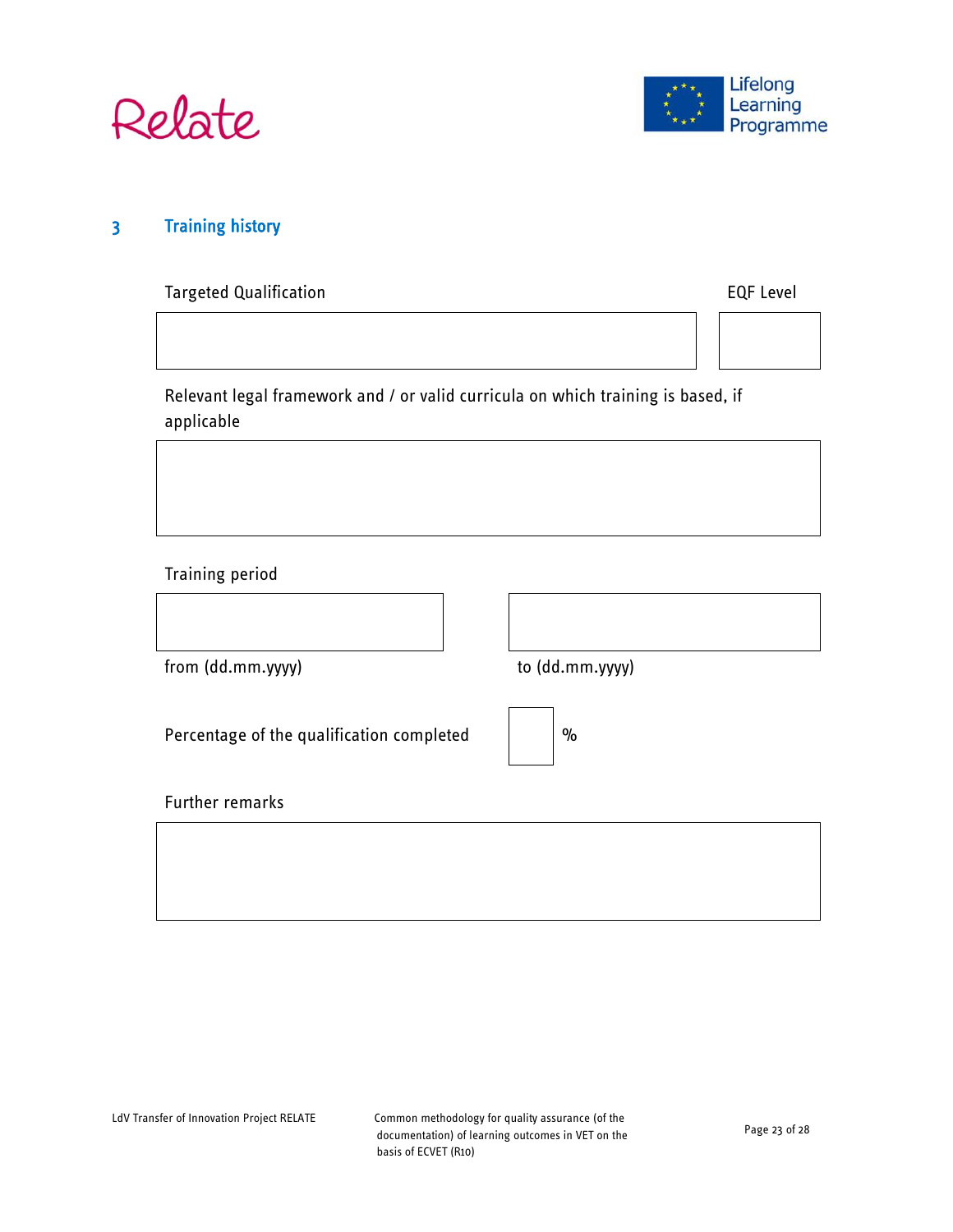## 3 Training history

Targeted Qualification

EQF Level

Relevant legal framework and / or valid curricula on which training is based, if applicable

Training period

from (dd.mm.yyyy)

to (dd.mm.yyyy)

Percentage of the qualification completed %

Further remarks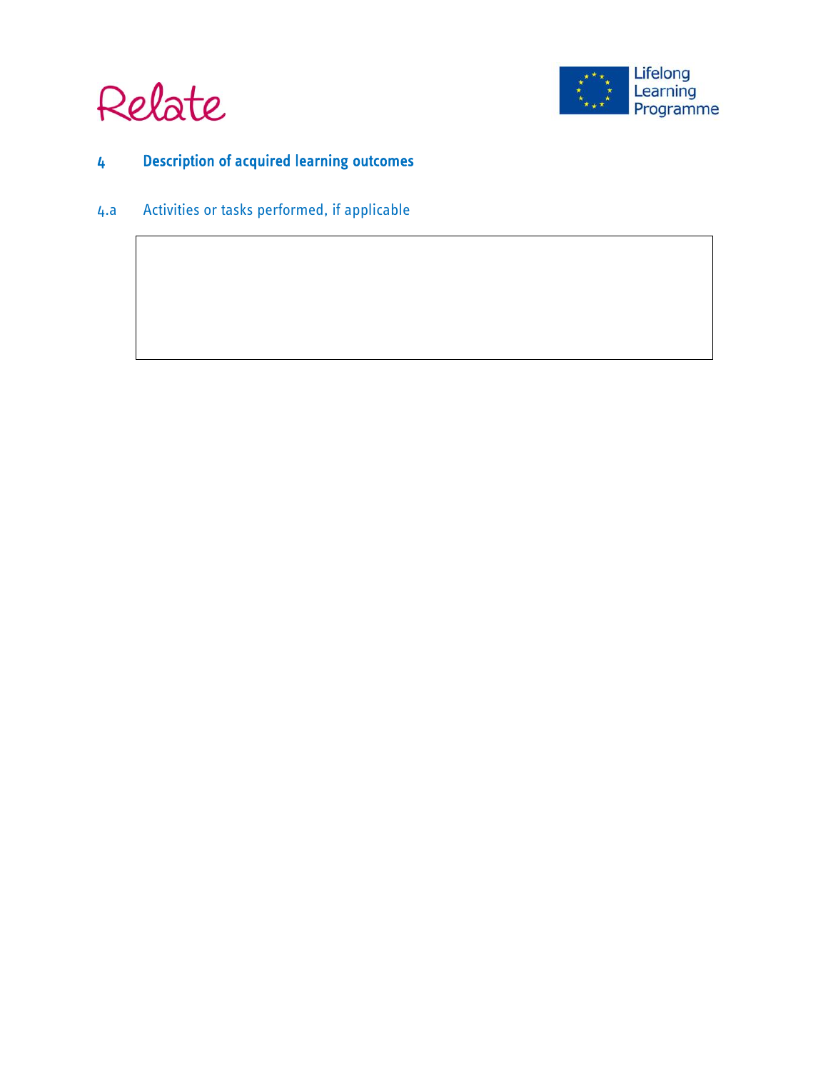## 4 Description of acquired learning outcomes

### 4.a Activities or tasks performed, if applicable

| |
|---|
| |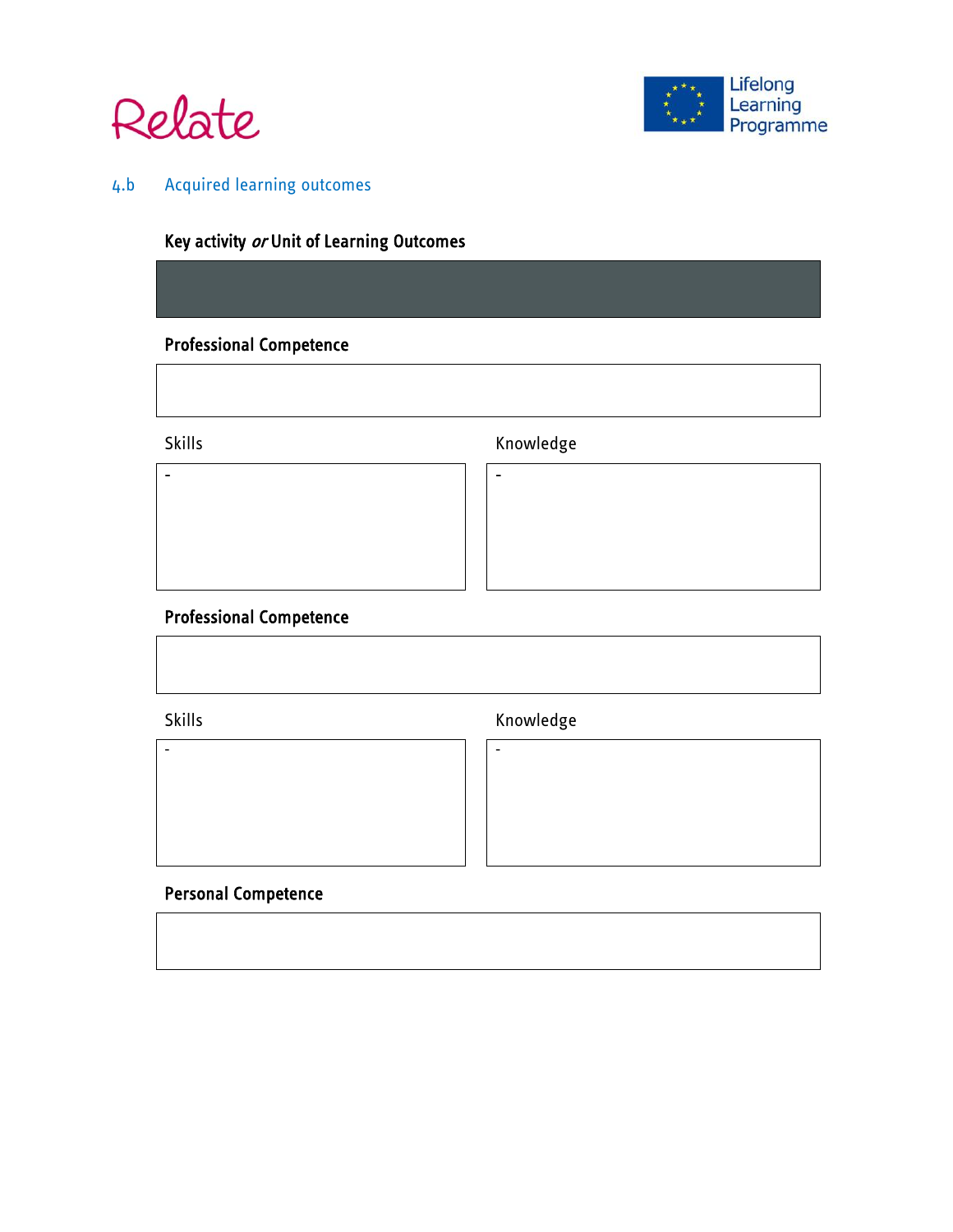## 4.b Acquired learning outcomes

**Key activity** ***or*** **Unit of Learning Outcomes**

**Professional Competence**

| Skills | Knowledge |
|---|---|
| - | - |

**Professional Competence**

| Skills | Knowledge |
|---|---|
| - | - |

**Personal Competence**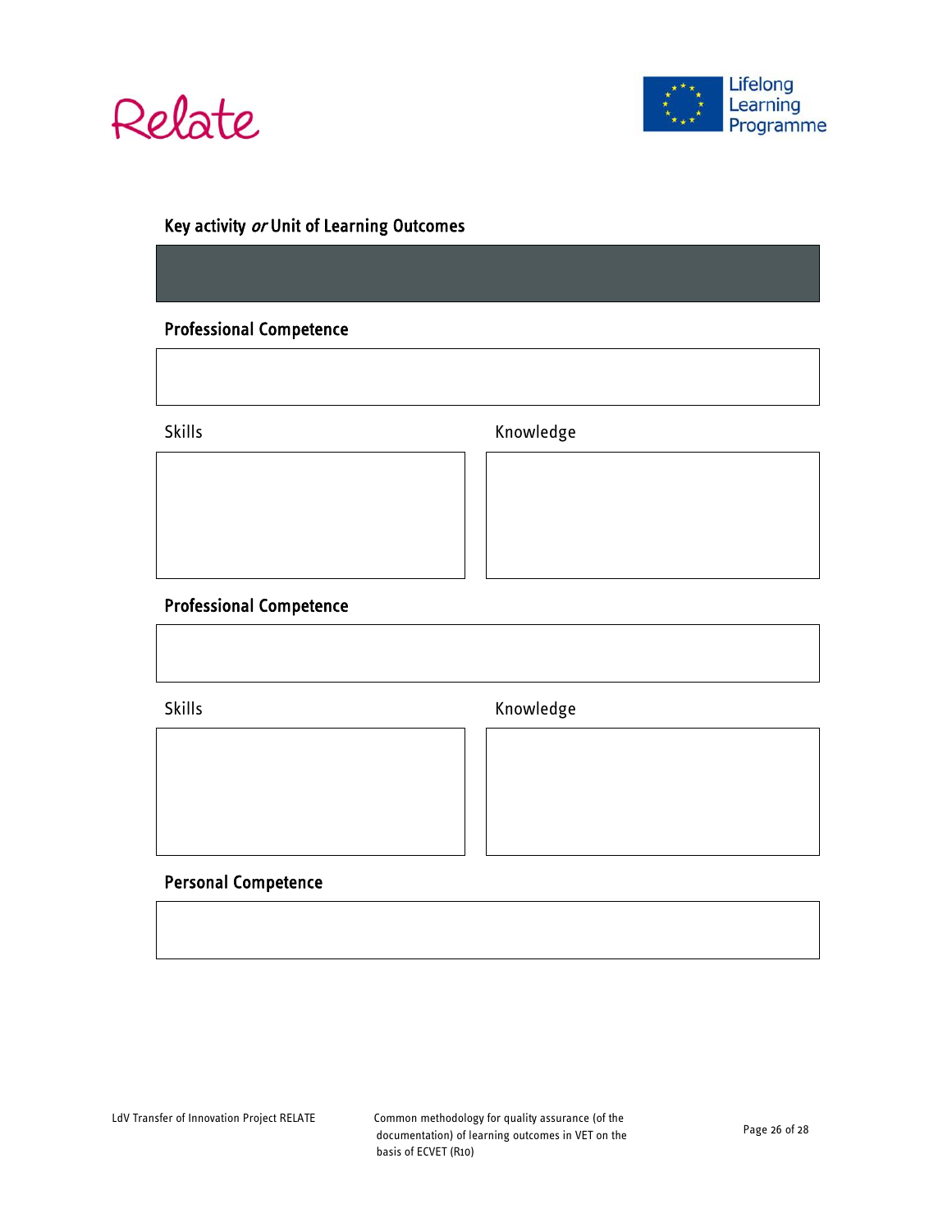### Key activity *or* Unit of Learning Outcomes

### Professional Competence

| Skills | Knowledge |
| --- | --- |
| | |

### Professional Competence

| Skills | Knowledge |
| --- | --- |
| | |

### Personal Competence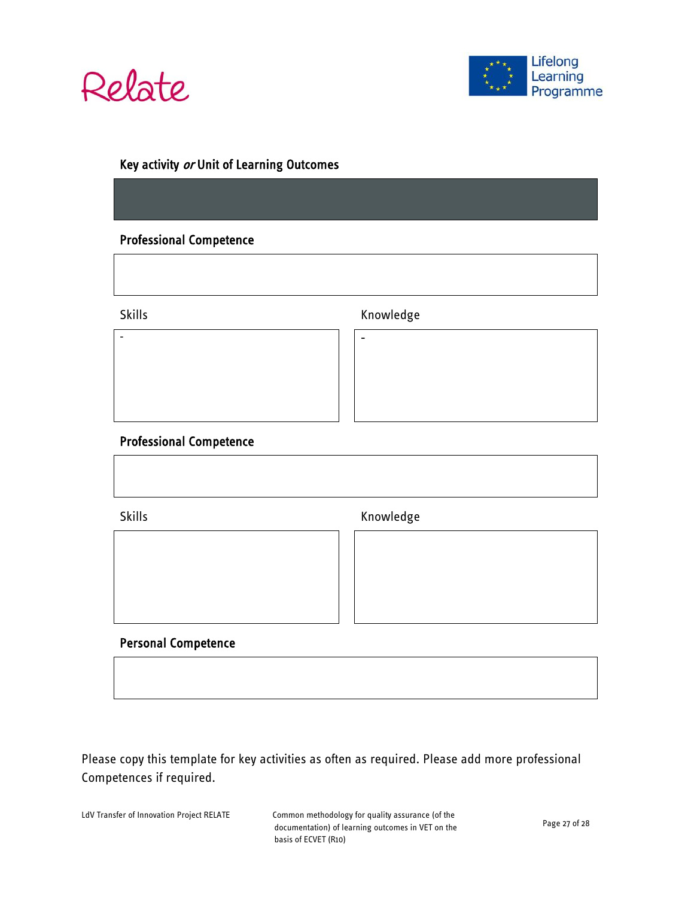### Key activity *or* Unit of Learning Outcomes

| |
|---|
| |

### Professional Competence

| |
|---|
| |

| Skills | Knowledge |
|---|---|
| - | - |

### Professional Competence

| |
|---|
| |

| Skills | Knowledge |
|---|---|
| | |

### Personal Competence

| |
|---|
| |

Please copy this template for key activities as often as required. Please add more professional Competences if required.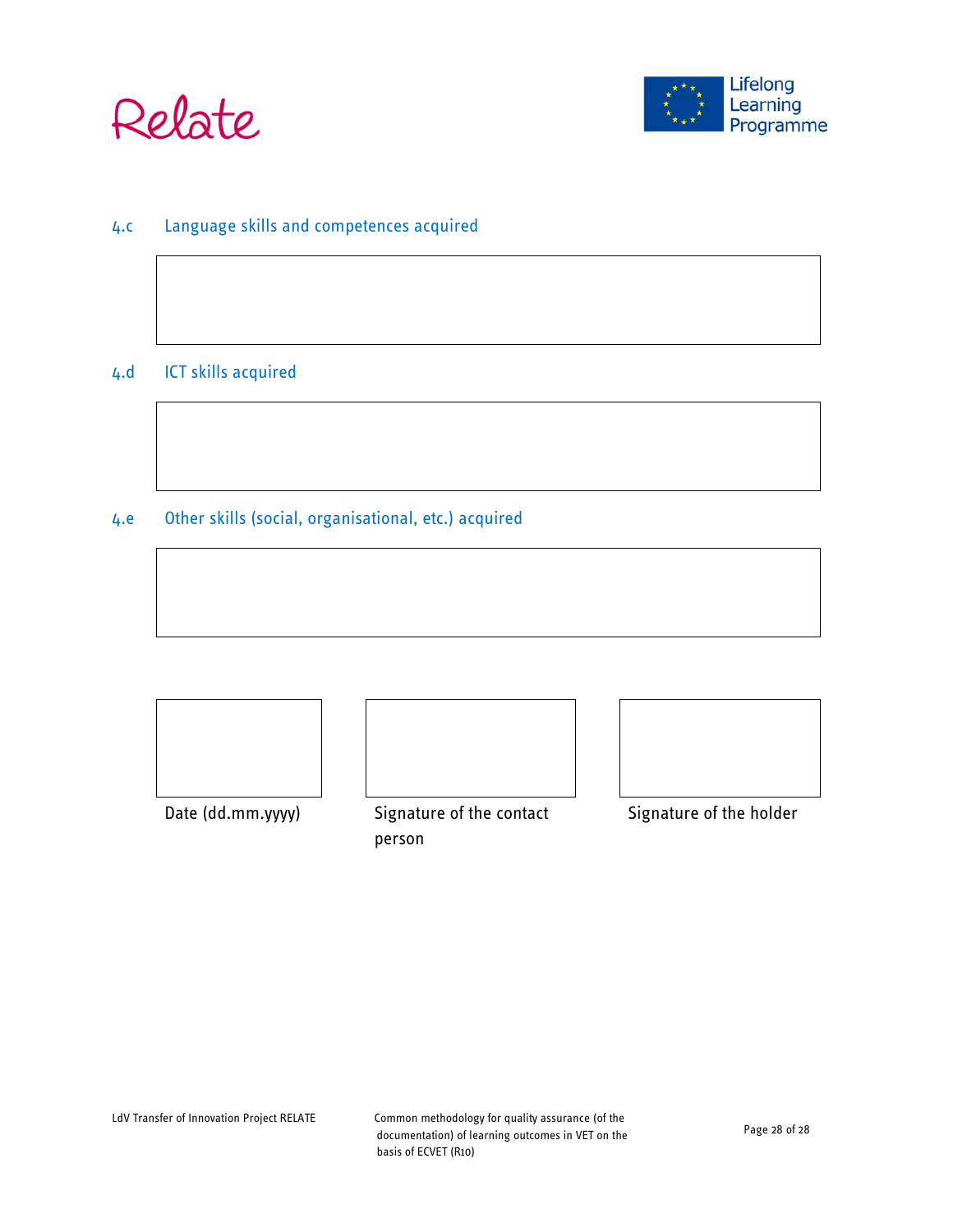## 4.c Language skills and competences acquired

| |
|---|
| |

## 4.d ICT skills acquired

| |
|---|
| |

## 4.e Other skills (social, organisational, etc.) acquired

| |
|---|
| |

| | | |
|---|---|---|
| | | |
| Date (dd.mm.yyyy) | Signature of the contact person | Signature of the holder |